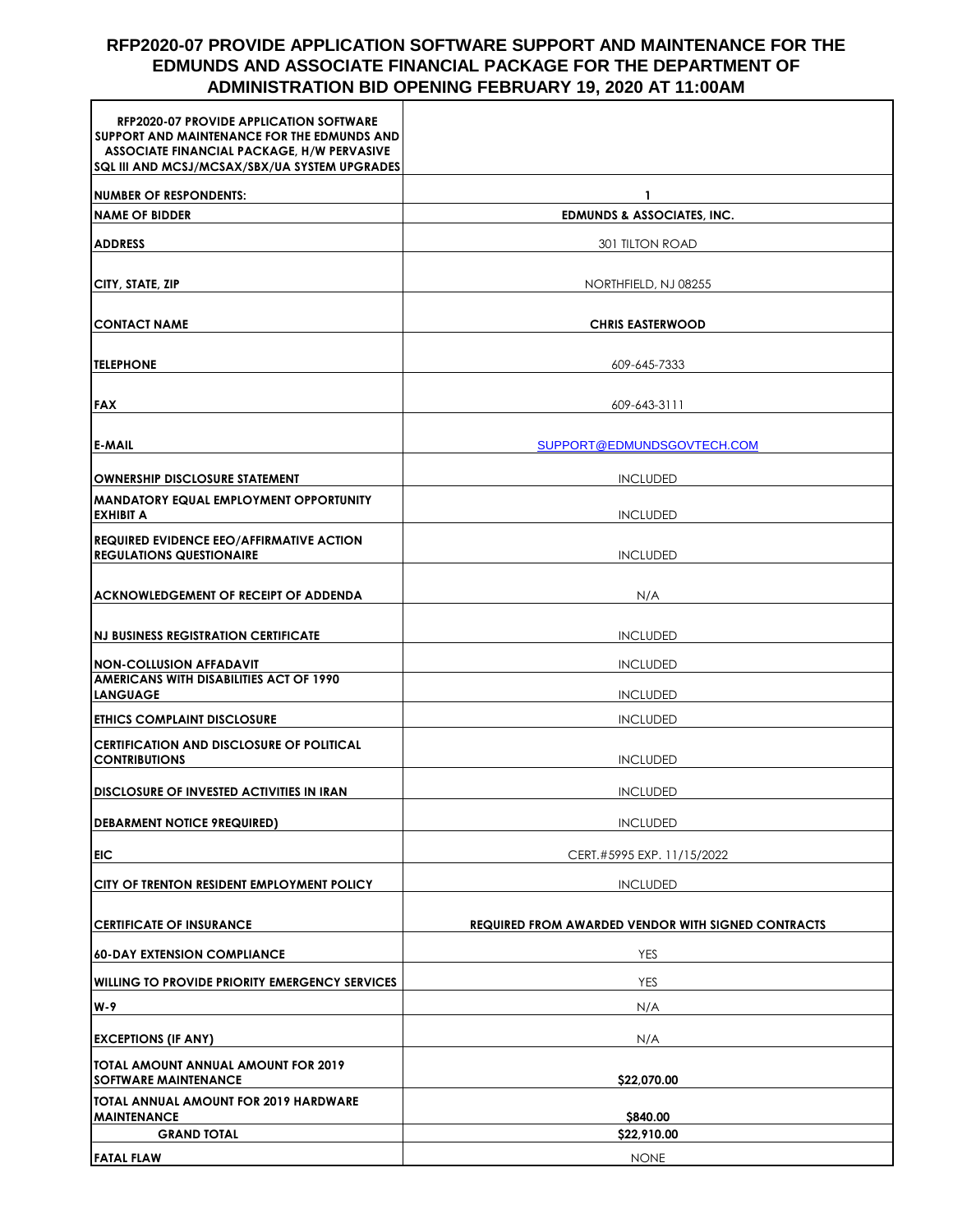# RFP2020-07 PROVIDE APPLICATION SOFTWARE SUPPORT AND MAINTENANCE FOR THE EDMUNDS AND ASSOCIATE FINANCIAL PACKAGE FOR THE DEPARTMENT OF ADMINISTRATION BID OPENING FEBRUARY 19, 2020 AT 11:00AM

| **RFP2020-07 PROVIDE APPLICATION SOFTWARE SUPPORT AND MAINTENANCE FOR THE EDMUNDS AND ASSOCIATE FINANCIAL PACKAGE, H/W PERVASIVE SQL III AND MCSJ/MCSAX/SBX/UA SYSTEM UPGRADES** | |
|---|---|
| **NUMBER OF RESPONDENTS:** | **1** |
| **NAME OF BIDDER** | **EDMUNDS & ASSOCIATES, INC.** |
| **ADDRESS** | 301 TILTON ROAD |
| **CITY, STATE, ZIP** | NORTHFIELD, NJ 08255 |
| **CONTACT NAME** | **CHRIS EASTERWOOD** |
| **TELEPHONE** | 609-645-7333 |
| **FAX** | 609-643-3111 |
| **E-MAIL** | SUPPORT@EDMUNDSGOVTECH.COM |
| **OWNERSHIP DISCLOSURE STATEMENT** | INCLUDED |
| **MANDATORY EQUAL EMPLOYMENT OPPORTUNITY EXHIBIT A** | INCLUDED |
| **REQUIRED EVIDENCE EEO/AFFIRMATIVE ACTION REGULATIONS QUESTIONAIRE** | INCLUDED |
| **ACKNOWLEDGEMENT OF RECEIPT OF ADDENDA** | N/A |
| **NJ BUSINESS REGISTRATION CERTIFICATE** | INCLUDED |
| **NON-COLLUSION AFFADAVIT** | INCLUDED |
| **AMERICANS WITH DISABILITIES ACT OF 1990 LANGUAGE** | INCLUDED |
| **ETHICS COMPLAINT DISCLOSURE** | INCLUDED |
| **CERTIFICATION AND DISCLOSURE OF POLITICAL CONTRIBUTIONS** | INCLUDED |
| **DISCLOSURE OF INVESTED ACTIVITIES IN IRAN** | INCLUDED |
| **DEBARMENT NOTICE 9REQUIRED)** | INCLUDED |
| **EIC** | CERT.#5995 EXP. 11/15/2022 |
| **CITY OF TRENTON RESIDENT EMPLOYMENT POLICY** | INCLUDED |
| **CERTIFICATE OF INSURANCE** | **REQUIRED FROM AWARDED VENDOR WITH SIGNED CONTRACTS** |
| **60-DAY EXTENSION COMPLIANCE** | YES |
| **WILLING TO PROVIDE PRIORITY EMERGENCY SERVICES** | YES |
| **W-9** | N/A |
| **EXCEPTIONS (IF ANY)** | N/A |
| **TOTAL AMOUNT ANNUAL AMOUNT FOR 2019 SOFTWARE MAINTENANCE** | **$22,070.00** |
| **TOTAL ANNUAL AMOUNT FOR 2019 HARDWARE MAINTENANCE** | **$840.00** |
| **GRAND TOTAL** | **$22,910.00** |
| **FATAL FLAW** | NONE |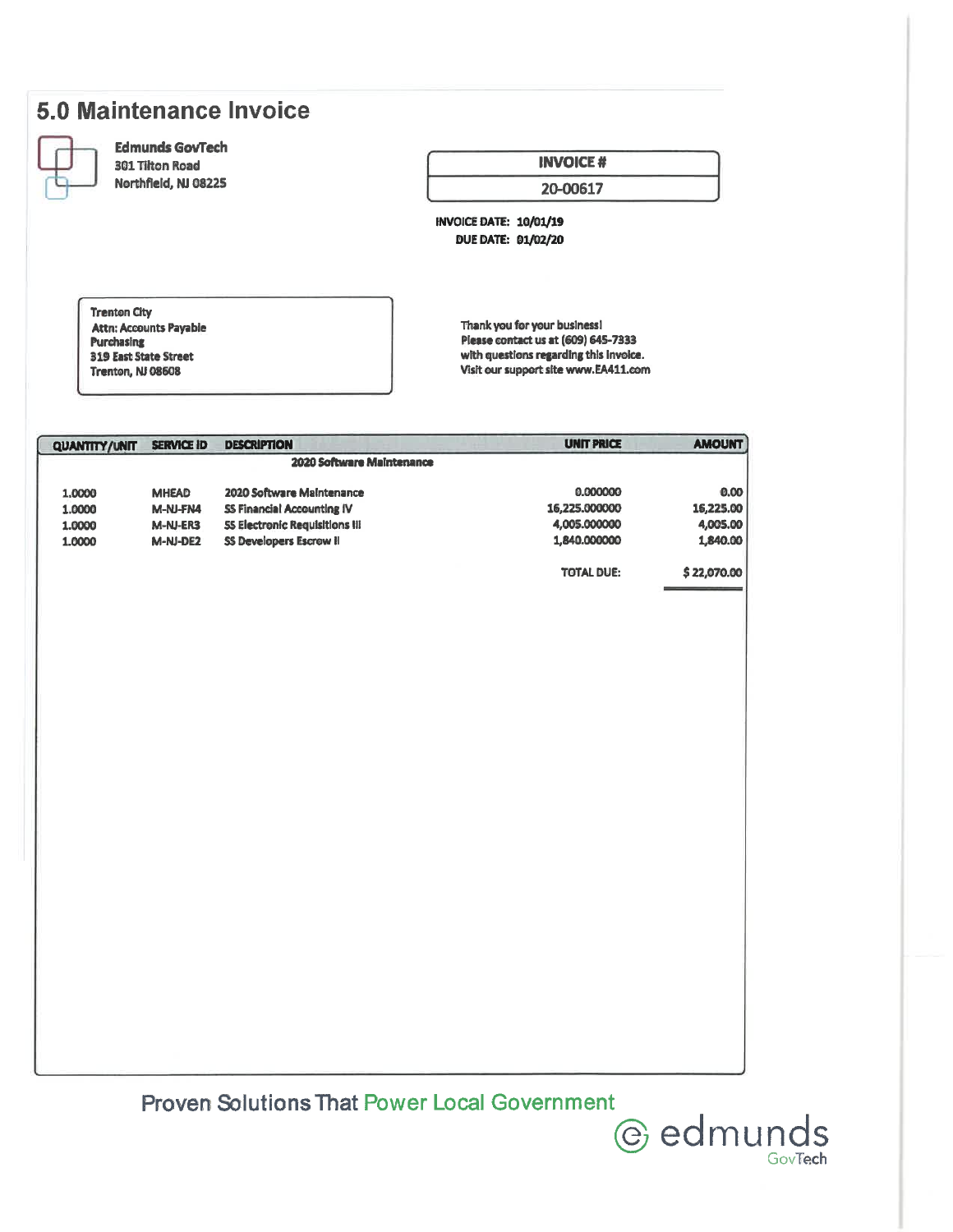# 5.0 Maintenance Invoice

**Edmunds GovTech**
301 Tilton Road
Northfield, NJ 08225

| INVOICE # |
|---|
| 20-00617 |

**INVOICE DATE:** 10/01/19
**DUE DATE:** 01/02/20

Trenton City
Attn: Accounts Payable
Purchasing
319 East State Street
Trenton, NJ 08608

Thank you for your business!
Please contact us at (609) 645-7333
with questions regarding this invoice.
Visit our support site www.EA411.com

| QUANTITY/UNIT | SERVICE ID | DESCRIPTION | UNIT PRICE | AMOUNT |
|---|---|---|---|---|
| | | **2020 Software Maintenance** | | |
| 1.0000 | MHEAD | 2020 Software Maintenance | 0.000000 | 0.00 |
| 1.0000 | M-NJ-FN4 | SS Financial Accounting IV | 16,225.000000 | 16,225.00 |
| 1.0000 | M-NJ-ER3 | SS Electronic Requisitions III | 4,005.000000 | 4,005.00 |
| 1.0000 | M-NJ-DE2 | SS Developers Escrow II | 1,840.000000 | 1,840.00 |
| | | | **TOTAL DUE:** | **$ 22,070.00** |

Proven Solutions That Power Local Government

edmunds GovTech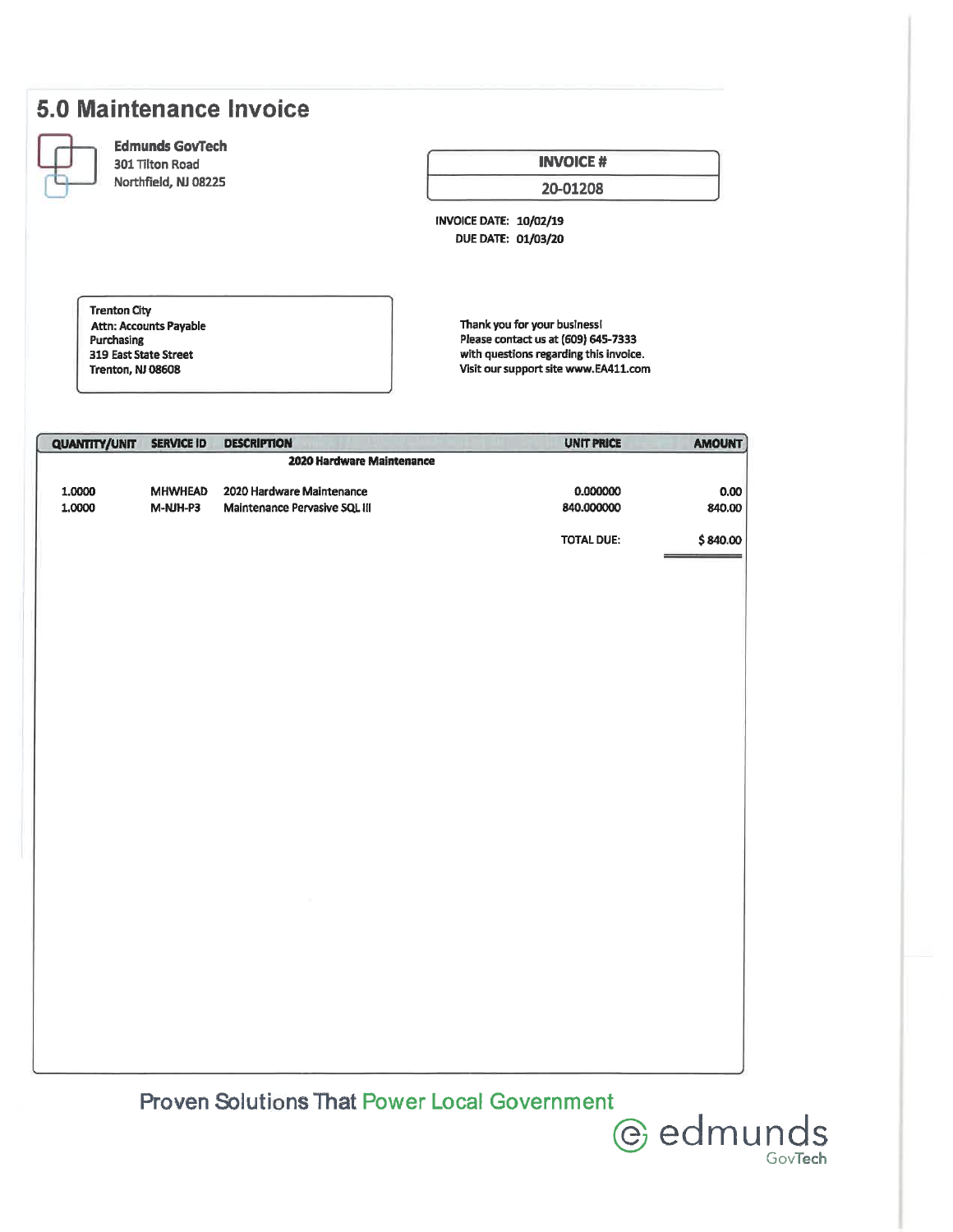# 5.0 Maintenance Invoice

**Edmunds GovTech**
301 Tilton Road
Northfield, NJ 08225

| INVOICE # |
|---|
| 20-01208 |

**INVOICE DATE:** 10/02/19
**DUE DATE:** 01/03/20

Trenton City
Attn: Accounts Payable
Purchasing
319 East State Street
Trenton, NJ 08608

Thank you for your business!
Please contact us at (609) 645-7333
with questions regarding this invoice.
Visit our support site www.EA411.com

| QUANTITY/UNIT | SERVICE ID | DESCRIPTION | UNIT PRICE | AMOUNT |
|---|---|---|---|---|
| | | **2020 Hardware Maintenance** | | |
| 1.0000 | MHWHEAD | 2020 Hardware Maintenance | 0.000000 | 0.00 |
| 1.0000 | M-NJH-P3 | Maintenance Pervasive SQL III | 840.000000 | 840.00 |
| | | | TOTAL DUE: | $ 840.00 |

Proven Solutions That Power Local Government

edmunds GovTech